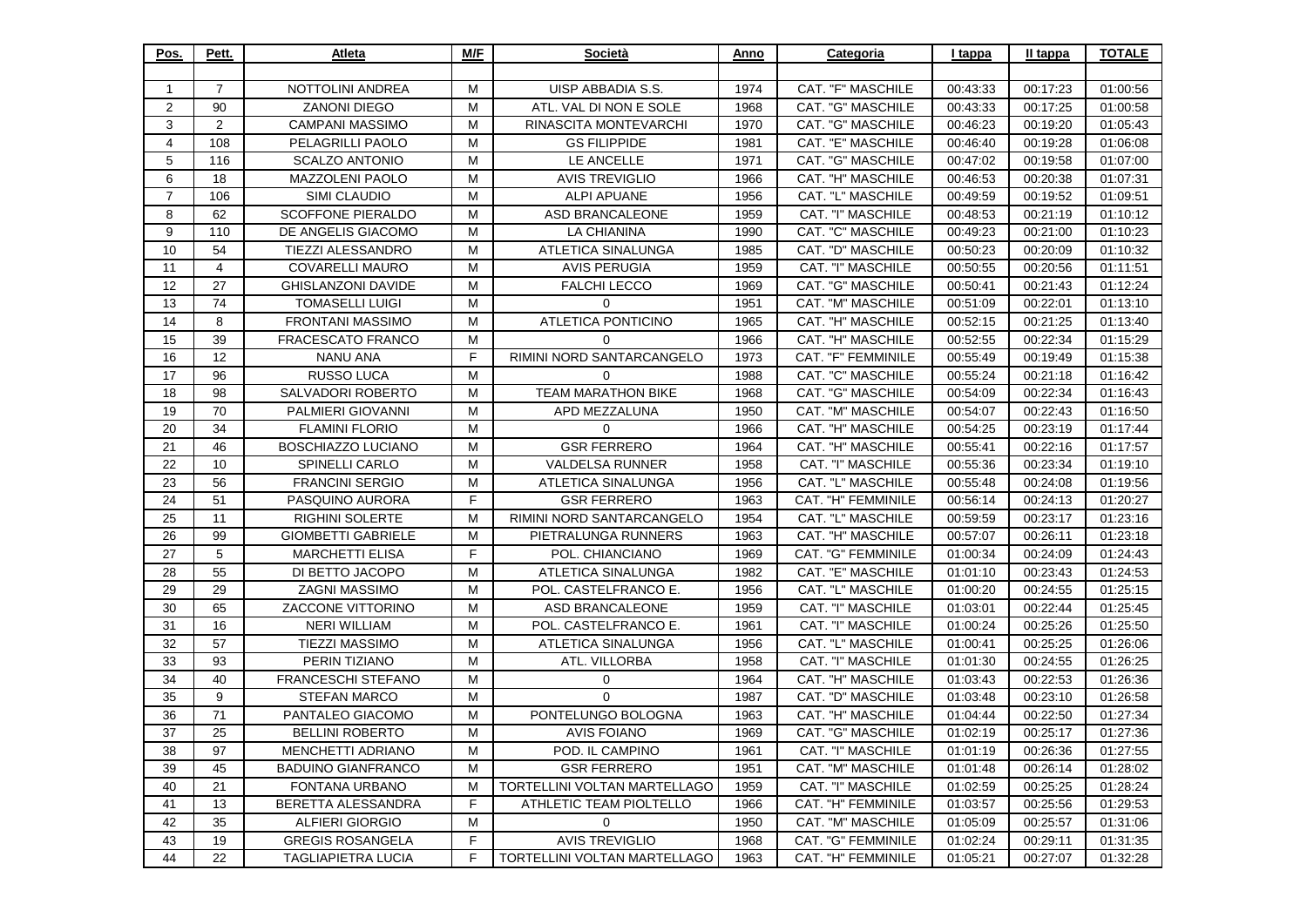| Pos. | Pett. | Atleta | M/F | Società | Anno | Categoria | I tappa | II tappa | TOTALE |
|---|---|---|---|---|---|---|---|---|---|
| 1 | 7 | NOTTOLINI ANDREA | M | UISP ABBADIA S.S. | 1974 | CAT. "F" MASCHILE | 00:43:33 | 00:17:23 | 01:00:56 |
| 2 | 90 | ZANONI DIEGO | M | ATL. VAL DI NON E SOLE | 1968 | CAT. "G" MASCHILE | 00:43:33 | 00:17:25 | 01:00:58 |
| 3 | 2 | CAMPANI MASSIMO | M | RINASCITA MONTEVARCHI | 1970 | CAT. "G" MASCHILE | 00:46:23 | 00:19:20 | 01:05:43 |
| 4 | 108 | PELAGRILLI PAOLO | M | GS FILIPPIDE | 1981 | CAT. "E" MASCHILE | 00:46:40 | 00:19:28 | 01:06:08 |
| 5 | 116 | SCALZO ANTONIO | M | LE ANCELLE | 1971 | CAT. "G" MASCHILE | 00:47:02 | 00:19:58 | 01:07:00 |
| 6 | 18 | MAZZOLENI PAOLO | M | AVIS TREVIGLIO | 1966 | CAT. "H" MASCHILE | 00:46:53 | 00:20:38 | 01:07:31 |
| 7 | 106 | SIMI CLAUDIO | M | ALPI APUANE | 1956 | CAT. "L" MASCHILE | 00:49:59 | 00:19:52 | 01:09:51 |
| 8 | 62 | SCOFFONE PIERALDO | M | ASD BRANCALEONE | 1959 | CAT. "I" MASCHILE | 00:48:53 | 00:21:19 | 01:10:12 |
| 9 | 110 | DE ANGELIS GIACOMO | M | LA CHIANINA | 1990 | CAT. "C" MASCHILE | 00:49:23 | 00:21:00 | 01:10:23 |
| 10 | 54 | TIEZZI ALESSANDRO | M | ATLETICA SINALUNGA | 1985 | CAT. "D" MASCHILE | 00:50:23 | 00:20:09 | 01:10:32 |
| 11 | 4 | COVARELLI MAURO | M | AVIS PERUGIA | 1959 | CAT. "I" MASCHILE | 00:50:55 | 00:20:56 | 01:11:51 |
| 12 | 27 | GHISLANZONI DAVIDE | M | FALCHI LECCO | 1969 | CAT. "G" MASCHILE | 00:50:41 | 00:21:43 | 01:12:24 |
| 13 | 74 | TOMASELLI LUIGI | M | 0 | 1951 | CAT. "M" MASCHILE | 00:51:09 | 00:22:01 | 01:13:10 |
| 14 | 8 | FRONTANI MASSIMO | M | ATLETICA PONTICINO | 1965 | CAT. "H" MASCHILE | 00:52:15 | 00:21:25 | 01:13:40 |
| 15 | 39 | FRACESCATO FRANCO | M | 0 | 1966 | CAT. "H" MASCHILE | 00:52:55 | 00:22:34 | 01:15:29 |
| 16 | 12 | NANU ANA | F | RIMINI NORD SANTARCANGELO | 1973 | CAT. "F" FEMMINILE | 00:55:49 | 00:19:49 | 01:15:38 |
| 17 | 96 | RUSSO LUCA | M | 0 | 1988 | CAT. "C" MASCHILE | 00:55:24 | 00:21:18 | 01:16:42 |
| 18 | 98 | SALVADORI ROBERTO | M | TEAM MARATHON BIKE | 1968 | CAT. "G" MASCHILE | 00:54:09 | 00:22:34 | 01:16:43 |
| 19 | 70 | PALMIERI GIOVANNI | M | APD MEZZALUNA | 1950 | CAT. "M" MASCHILE | 00:54:07 | 00:22:43 | 01:16:50 |
| 20 | 34 | FLAMINI FLORIO | M | 0 | 1966 | CAT. "H" MASCHILE | 00:54:25 | 00:23:19 | 01:17:44 |
| 21 | 46 | BOSCHIAZZO LUCIANO | M | GSR FERRERO | 1964 | CAT. "H" MASCHILE | 00:55:41 | 00:22:16 | 01:17:57 |
| 22 | 10 | SPINELLI CARLO | M | VALDELSA RUNNER | 1958 | CAT. "I" MASCHILE | 00:55:36 | 00:23:34 | 01:19:10 |
| 23 | 56 | FRANCINI SERGIO | M | ATLETICA SINALUNGA | 1956 | CAT. "L" MASCHILE | 00:55:48 | 00:24:08 | 01:19:56 |
| 24 | 51 | PASQUINO AURORA | F | GSR FERRERO | 1963 | CAT. "H" FEMMINILE | 00:56:14 | 00:24:13 | 01:20:27 |
| 25 | 11 | RIGHINI SOLERTE | M | RIMINI NORD SANTARCANGELO | 1954 | CAT. "L" MASCHILE | 00:59:59 | 00:23:17 | 01:23:16 |
| 26 | 99 | GIOMBETTI GABRIELE | M | PIETRALUNGA RUNNERS | 1963 | CAT. "H" MASCHILE | 00:57:07 | 00:26:11 | 01:23:18 |
| 27 | 5 | MARCHETTI ELISA | F | POL. CHIANCIANO | 1969 | CAT. "G" FEMMINILE | 01:00:34 | 00:24:09 | 01:24:43 |
| 28 | 55 | DI BETTO JACOPO | M | ATLETICA SINALUNGA | 1982 | CAT. "E" MASCHILE | 01:01:10 | 00:23:43 | 01:24:53 |
| 29 | 29 | ZAGNI MASSIMO | M | POL. CASTELFRANCO E. | 1956 | CAT. "L" MASCHILE | 01:00:20 | 00:24:55 | 01:25:15 |
| 30 | 65 | ZACCONE VITTORINO | M | ASD BRANCALEONE | 1959 | CAT. "I" MASCHILE | 01:03:01 | 00:22:44 | 01:25:45 |
| 31 | 16 | NERI WILLIAM | M | POL. CASTELFRANCO E. | 1961 | CAT. "I" MASCHILE | 01:00:24 | 00:25:26 | 01:25:50 |
| 32 | 57 | TIEZZI MASSIMO | M | ATLETICA SINALUNGA | 1956 | CAT. "L" MASCHILE | 01:00:41 | 00:25:25 | 01:26:06 |
| 33 | 93 | PERIN TIZIANO | M | ATL. VILLORBA | 1958 | CAT. "I" MASCHILE | 01:01:30 | 00:24:55 | 01:26:25 |
| 34 | 40 | FRANCESCHI STEFANO | M | 0 | 1964 | CAT. "H" MASCHILE | 01:03:43 | 00:22:53 | 01:26:36 |
| 35 | 9 | STEFAN MARCO | M | 0 | 1987 | CAT. "D" MASCHILE | 01:03:48 | 00:23:10 | 01:26:58 |
| 36 | 71 | PANTALEO GIACOMO | M | PONTELUNGO BOLOGNA | 1963 | CAT. "H" MASCHILE | 01:04:44 | 00:22:50 | 01:27:34 |
| 37 | 25 | BELLINI ROBERTO | M | AVIS FOIANO | 1969 | CAT. "G" MASCHILE | 01:02:19 | 00:25:17 | 01:27:36 |
| 38 | 97 | MENCHETTI ADRIANO | M | POD. IL CAMPINO | 1961 | CAT. "I" MASCHILE | 01:01:19 | 00:26:36 | 01:27:55 |
| 39 | 45 | BADUINO GIANFRANCO | M | GSR FERRERO | 1951 | CAT. "M" MASCHILE | 01:01:48 | 00:26:14 | 01:28:02 |
| 40 | 21 | FONTANA URBANO | M | TORTELLINI VOLTAN MARTELLAGO | 1959 | CAT. "I" MASCHILE | 01:02:59 | 00:25:25 | 01:28:24 |
| 41 | 13 | BERETTA ALESSANDRA | F | ATHLETIC TEAM PIOLTELLO | 1966 | CAT. "H" FEMMINILE | 01:03:57 | 00:25:56 | 01:29:53 |
| 42 | 35 | ALFIERI GIORGIO | M | 0 | 1950 | CAT. "M" MASCHILE | 01:05:09 | 00:25:57 | 01:31:06 |
| 43 | 19 | GREGIS ROSANGELA | F | AVIS TREVIGLIO | 1968 | CAT. "G" FEMMINILE | 01:02:24 | 00:29:11 | 01:31:35 |
| 44 | 22 | TAGLIAPIETRA LUCIA | F | TORTELLINI VOLTAN MARTELLAGO | 1963 | CAT. "H" FEMMINILE | 01:05:21 | 00:27:07 | 01:32:28 |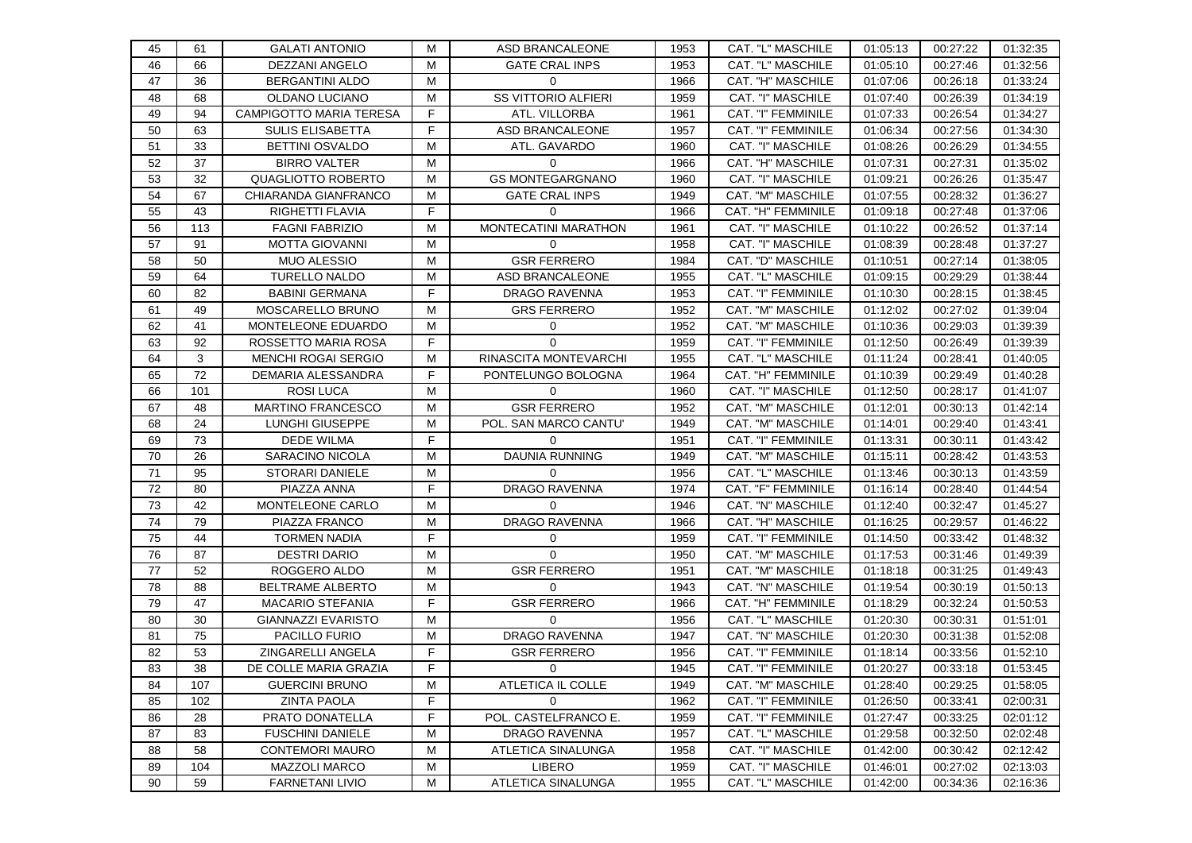| 45 | 61 | GALATI ANTONIO | M | ASD BRANCALEONE | 1953 | CAT. "L" MASCHILE | 01:05:13 | 00:27:22 | 01:32:35 |
|---|---|---|---|---|---|---|---|---|---|
| 46 | 66 | DEZZANI ANGELO | M | GATE CRAL INPS | 1953 | CAT. "L" MASCHILE | 01:05:10 | 00:27:46 | 01:32:56 |
| 47 | 36 | BERGANTINI ALDO | M | 0 | 1966 | CAT. "H" MASCHILE | 01:07:06 | 00:26:18 | 01:33:24 |
| 48 | 68 | OLDANO LUCIANO | M | SS VITTORIO ALFIERI | 1959 | CAT. "I" MASCHILE | 01:07:40 | 00:26:39 | 01:34:19 |
| 49 | 94 | CAMPIGOTTO MARIA TERESA | F | ATL. VILLORBA | 1961 | CAT. "I" FEMMINILE | 01:07:33 | 00:26:54 | 01:34:27 |
| 50 | 63 | SULIS ELISABETTA | F | ASD BRANCALEONE | 1957 | CAT. "I" FEMMINILE | 01:06:34 | 00:27:56 | 01:34:30 |
| 51 | 33 | BETTINI OSVALDO | M | ATL. GAVARDO | 1960 | CAT. "I" MASCHILE | 01:08:26 | 00:26:29 | 01:34:55 |
| 52 | 37 | BIRRO VALTER | M | 0 | 1966 | CAT. "H" MASCHILE | 01:07:31 | 00:27:31 | 01:35:02 |
| 53 | 32 | QUAGLIOTTO ROBERTO | M | GS MONTEGARGNANO | 1960 | CAT. "I" MASCHILE | 01:09:21 | 00:26:26 | 01:35:47 |
| 54 | 67 | CHIARANDA GIANFRANCO | M | GATE CRAL INPS | 1949 | CAT. "M" MASCHILE | 01:07:55 | 00:28:32 | 01:36:27 |
| 55 | 43 | RIGHETTI FLAVIA | F | 0 | 1966 | CAT. "H" FEMMINILE | 01:09:18 | 00:27:48 | 01:37:06 |
| 56 | 113 | FAGNI FABRIZIO | M | MONTECATINI MARATHON | 1961 | CAT. "I" MASCHILE | 01:10:22 | 00:26:52 | 01:37:14 |
| 57 | 91 | MOTTA GIOVANNI | M | 0 | 1958 | CAT. "I" MASCHILE | 01:08:39 | 00:28:48 | 01:37:27 |
| 58 | 50 | MUO ALESSIO | M | GSR FERRERO | 1984 | CAT. "D" MASCHILE | 01:10:51 | 00:27:14 | 01:38:05 |
| 59 | 64 | TURELLO NALDO | M | ASD BRANCALEONE | 1955 | CAT. "L" MASCHILE | 01:09:15 | 00:29:29 | 01:38:44 |
| 60 | 82 | BABINI GERMANA | F | DRAGO RAVENNA | 1953 | CAT. "I" FEMMINILE | 01:10:30 | 00:28:15 | 01:38:45 |
| 61 | 49 | MOSCARELLO BRUNO | M | GRS FERRERO | 1952 | CAT. "M" MASCHILE | 01:12:02 | 00:27:02 | 01:39:04 |
| 62 | 41 | MONTELEONE EDUARDO | M | 0 | 1952 | CAT. "M" MASCHILE | 01:10:36 | 00:29:03 | 01:39:39 |
| 63 | 92 | ROSSETTO MARIA ROSA | F | 0 | 1959 | CAT. "I" FEMMINILE | 01:12:50 | 00:26:49 | 01:39:39 |
| 64 | 3 | MENCHI ROGAI SERGIO | M | RINASCITA MONTEVARCHI | 1955 | CAT. "L" MASCHILE | 01:11:24 | 00:28:41 | 01:40:05 |
| 65 | 72 | DEMARIA ALESSANDRA | F | PONTELUNGO BOLOGNA | 1964 | CAT. "H" FEMMINILE | 01:10:39 | 00:29:49 | 01:40:28 |
| 66 | 101 | ROSI LUCA | M | 0 | 1960 | CAT. "I" MASCHILE | 01:12:50 | 00:28:17 | 01:41:07 |
| 67 | 48 | MARTINO FRANCESCO | M | GSR FERRERO | 1952 | CAT. "M" MASCHILE | 01:12:01 | 00:30:13 | 01:42:14 |
| 68 | 24 | LUNGHI GIUSEPPE | M | POL. SAN MARCO CANTU' | 1949 | CAT. "M" MASCHILE | 01:14:01 | 00:29:40 | 01:43:41 |
| 69 | 73 | DEDE WILMA | F | 0 | 1951 | CAT. "I" FEMMINILE | 01:13:31 | 00:30:11 | 01:43:42 |
| 70 | 26 | SARACINO NICOLA | M | DAUNIA RUNNING | 1949 | CAT. "M" MASCHILE | 01:15:11 | 00:28:42 | 01:43:53 |
| 71 | 95 | STORARI DANIELE | M | 0 | 1956 | CAT. "L" MASCHILE | 01:13:46 | 00:30:13 | 01:43:59 |
| 72 | 80 | PIAZZA ANNA | F | DRAGO RAVENNA | 1974 | CAT. "F" FEMMINILE | 01:16:14 | 00:28:40 | 01:44:54 |
| 73 | 42 | MONTELEONE CARLO | M | 0 | 1946 | CAT. "N" MASCHILE | 01:12:40 | 00:32:47 | 01:45:27 |
| 74 | 79 | PIAZZA FRANCO | M | DRAGO RAVENNA | 1966 | CAT. "H" MASCHILE | 01:16:25 | 00:29:57 | 01:46:22 |
| 75 | 44 | TORMEN NADIA | F | 0 | 1959 | CAT. "I" FEMMINILE | 01:14:50 | 00:33:42 | 01:48:32 |
| 76 | 87 | DESTRI DARIO | M | 0 | 1950 | CAT. "M" MASCHILE | 01:17:53 | 00:31:46 | 01:49:39 |
| 77 | 52 | ROGGERO ALDO | M | GSR FERRERO | 1951 | CAT. "M" MASCHILE | 01:18:18 | 00:31:25 | 01:49:43 |
| 78 | 88 | BELTRAME ALBERTO | M | 0 | 1943 | CAT. "N" MASCHILE | 01:19:54 | 00:30:19 | 01:50:13 |
| 79 | 47 | MACARIO STEFANIA | F | GSR FERRERO | 1966 | CAT. "H" FEMMINILE | 01:18:29 | 00:32:24 | 01:50:53 |
| 80 | 30 | GIANNAZZI EVARISTO | M | 0 | 1956 | CAT. "L" MASCHILE | 01:20:30 | 00:30:31 | 01:51:01 |
| 81 | 75 | PACILLO FURIO | M | DRAGO RAVENNA | 1947 | CAT. "N" MASCHILE | 01:20:30 | 00:31:38 | 01:52:08 |
| 82 | 53 | ZINGARELLI ANGELA | F | GSR FERRERO | 1956 | CAT. "I" FEMMINILE | 01:18:14 | 00:33:56 | 01:52:10 |
| 83 | 38 | DE COLLE MARIA GRAZIA | F | 0 | 1945 | CAT. "I" FEMMINILE | 01:20:27 | 00:33:18 | 01:53:45 |
| 84 | 107 | GUERCINI BRUNO | M | ATLETICA IL COLLE | 1949 | CAT. "M" MASCHILE | 01:28:40 | 00:29:25 | 01:58:05 |
| 85 | 102 | ZINTA PAOLA | F | 0 | 1962 | CAT. "I" FEMMINILE | 01:26:50 | 00:33:41 | 02:00:31 |
| 86 | 28 | PRATO DONATELLA | F | POL. CASTELFRANCO E. | 1959 | CAT. "I" FEMMINILE | 01:27:47 | 00:33:25 | 02:01:12 |
| 87 | 83 | FUSCHINI DANIELE | M | DRAGO RAVENNA | 1957 | CAT. "L" MASCHILE | 01:29:58 | 00:32:50 | 02:02:48 |
| 88 | 58 | CONTEMORI MAURO | M | ATLETICA SINALUNGA | 1958 | CAT. "I" MASCHILE | 01:42:00 | 00:30:42 | 02:12:42 |
| 89 | 104 | MAZZOLI MARCO | M | LIBERO | 1959 | CAT. "I" MASCHILE | 01:46:01 | 00:27:02 | 02:13:03 |
| 90 | 59 | FARNETANI LIVIO | M | ATLETICA SINALUNGA | 1955 | CAT. "L" MASCHILE | 01:42:00 | 00:34:36 | 02:16:36 |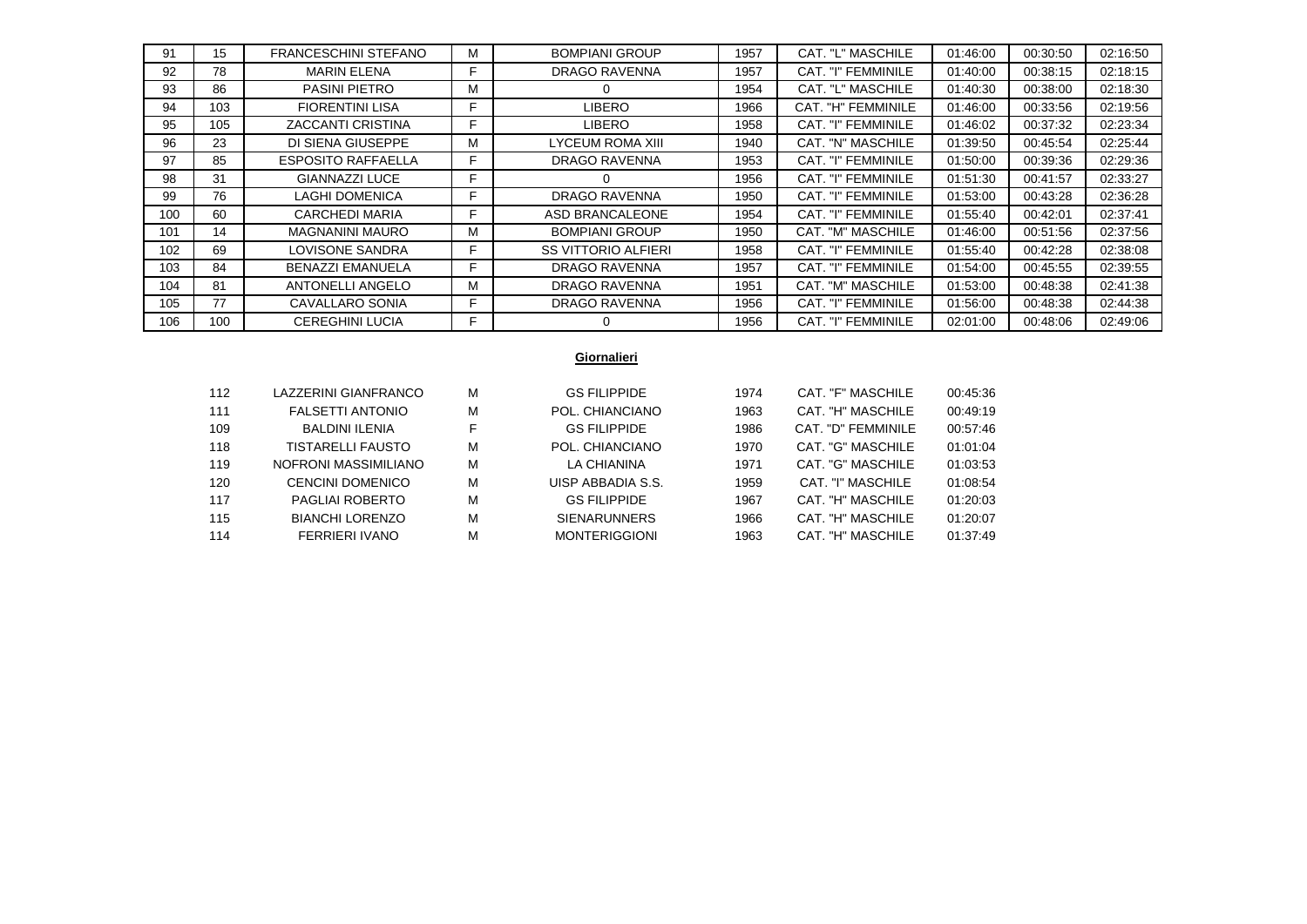| | | | | | | | | | |
|---|---|---|---|---|---|---|---|---|---|
| 91 | 15 | FRANCESCHINI STEFANO | M | BOMPIANI GROUP | 1957 | CAT. "L" MASCHILE | 01:46:00 | 00:30:50 | 02:16:50 |
| 92 | 78 | MARIN ELENA | F | DRAGO RAVENNA | 1957 | CAT. "I" FEMMINILE | 01:40:00 | 00:38:15 | 02:18:15 |
| 93 | 86 | PASINI PIETRO | M | 0 | 1954 | CAT. "L" MASCHILE | 01:40:30 | 00:38:00 | 02:18:30 |
| 94 | 103 | FIORENTINI LISA | F | LIBERO | 1966 | CAT. "H" FEMMINILE | 01:46:00 | 00:33:56 | 02:19:56 |
| 95 | 105 | ZACCANTI CRISTINA | F | LIBERO | 1958 | CAT. "I" FEMMINILE | 01:46:02 | 00:37:32 | 02:23:34 |
| 96 | 23 | DI SIENA GIUSEPPE | M | LYCEUM ROMA XIII | 1940 | CAT. "N" MASCHILE | 01:39:50 | 00:45:54 | 02:25:44 |
| 97 | 85 | ESPOSITO RAFFAELLA | F | DRAGO RAVENNA | 1953 | CAT. "I" FEMMINILE | 01:50:00 | 00:39:36 | 02:29:36 |
| 98 | 31 | GIANNAZZI LUCE | F | 0 | 1956 | CAT. "I" FEMMINILE | 01:51:30 | 00:41:57 | 02:33:27 |
| 99 | 76 | LAGHI DOMENICA | F | DRAGO RAVENNA | 1950 | CAT. "I" FEMMINILE | 01:53:00 | 00:43:28 | 02:36:28 |
| 100 | 60 | CARCHEDI MARIA | F | ASD BRANCALEONE | 1954 | CAT. "I" FEMMINILE | 01:55:40 | 00:42:01 | 02:37:41 |
| 101 | 14 | MAGNANINI MAURO | M | BOMPIANI GROUP | 1950 | CAT. "M" MASCHILE | 01:46:00 | 00:51:56 | 02:37:56 |
| 102 | 69 | LOVISONE SANDRA | F | SS VITTORIO ALFIERI | 1958 | CAT. "I" FEMMINILE | 01:55:40 | 00:42:28 | 02:38:08 |
| 103 | 84 | BENAZZI EMANUELA | F | DRAGO RAVENNA | 1957 | CAT. "I" FEMMINILE | 01:54:00 | 00:45:55 | 02:39:55 |
| 104 | 81 | ANTONELLI ANGELO | M | DRAGO RAVENNA | 1951 | CAT. "M" MASCHILE | 01:53:00 | 00:48:38 | 02:41:38 |
| 105 | 77 | CAVALLARO SONIA | F | DRAGO RAVENNA | 1956 | CAT. "I" FEMMINILE | 01:56:00 | 00:48:38 | 02:44:38 |
| 106 | 100 | CEREGHINI LUCIA | F | 0 | 1956 | CAT. "I" FEMMINILE | 02:01:00 | 00:48:06 | 02:49:06 |

**Giornalieri**

| | | | | | | |
|---|---|---|---|---|---|---|
| 112 | LAZZERINI GIANFRANCO | M | GS FILIPPIDE | 1974 | CAT. "F" MASCHILE | 00:45:36 |
| 111 | FALSETTI ANTONIO | M | POL. CHIANCIANO | 1963 | CAT. "H" MASCHILE | 00:49:19 |
| 109 | BALDINI ILENIA | F | GS FILIPPIDE | 1986 | CAT. "D" FEMMINILE | 00:57:46 |
| 118 | TISTARELLI FAUSTO | M | POL. CHIANCIANO | 1970 | CAT. "G" MASCHILE | 01:01:04 |
| 119 | NOFRONI MASSIMILIANO | M | LA CHIANINA | 1971 | CAT. "G" MASCHILE | 01:03:53 |
| 120 | CENCINI DOMENICO | M | UISP ABBADIA S.S. | 1959 | CAT. "I" MASCHILE | 01:08:54 |
| 117 | PAGLIAI ROBERTO | M | GS FILIPPIDE | 1967 | CAT. "H" MASCHILE | 01:20:03 |
| 115 | BIANCHI LORENZO | M | SIENARUNNERS | 1966 | CAT. "H" MASCHILE | 01:20:07 |
| 114 | FERRIERI IVANO | M | MONTERIGGIONI | 1963 | CAT. "H" MASCHILE | 01:37:49 |